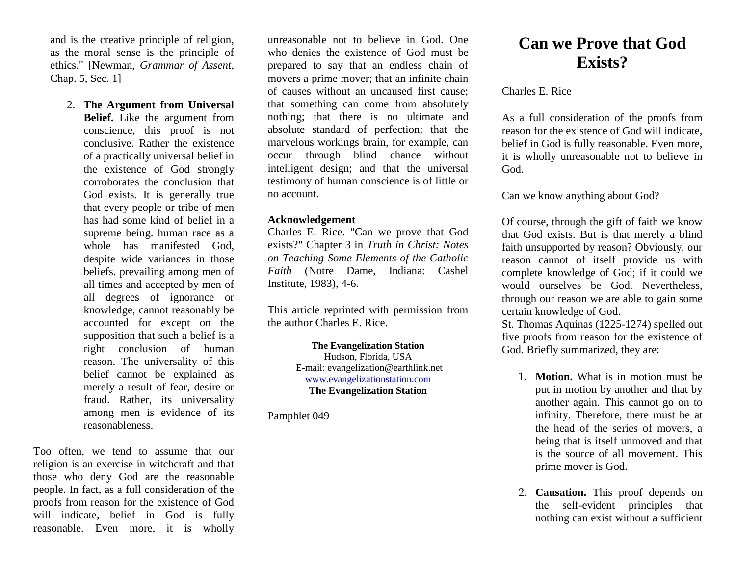and is the creative principle of religion, as the moral sense is the principle of ethics." [Newman, *Grammar of Assent*, Chap. 5, Sec. 1]

2. **The Argument from Universal Belief.** Like the argument from conscience, this proof is not conclusive. Rather the existence of a practically universal belief in the existence of God strongly corroborates the conclusion that God exists. It is generally true that every people or tribe of men has had some kind of belief in a supreme being. human race as a whole has manifested God, despite wide variances in those beliefs. prevailing among men of all times and accepted by men of all degrees of ignorance or knowledge, cannot reasonably be accounted for except on the supposition that such a belief is a right conclusion of human reason. The universality of this belief cannot be explained as merely a result of fear, desire or fraud. Rather, its universality among men is evidence of its reasonableness.

Too often, we tend to assume that our religion is an exercise in witchcraft and that those who deny God are the reasonable people. In fact, as a full consideration of the proofs from reason for the existence of God will indicate, belief in God is fully reasonable. Even more, it is wholly unreasonable not to believe in God. One who denies the existence of God must be prepared to say that an endless chain of movers a prime mover; that an infinite chain of causes without an uncaused first cause; that something can come from absolutely nothing; that there is no ultimate and absolute standard of perfection; that the marvelous workings brain, for example, can occur through blind chance without intelligent design; and that the universal testimony of human conscience is of little or no account.

**Acknowledgement**

Charles E. Rice. "Can we prove that God exists?" Chapter 3 in *Truth in Christ: Notes on Teaching Some Elements of the Catholic Faith* (Notre Dame, Indiana: Cashel Institute, 1983), 4-6.

This article reprinted with permission from the author Charles E. Rice.

**The Evangelization Station**
Hudson, Florida, USA
E-mail: evangelization@earthlink.net
www.evangelizationstation.com
**The Evangelization Station**

Pamphlet 049

# Can we Prove that God Exists?

Charles E. Rice

As a full consideration of the proofs from reason for the existence of God will indicate, belief in God is fully reasonable. Even more, it is wholly unreasonable not to believe in God.

Can we know anything about God?

Of course, through the gift of faith we know that God exists. But is that merely a blind faith unsupported by reason? Obviously, our reason cannot of itself provide us with complete knowledge of God; if it could we would ourselves be God. Nevertheless, through our reason we are able to gain some certain knowledge of God.
St. Thomas Aquinas (1225-1274) spelled out five proofs from reason for the existence of God. Briefly summarized, they are:

1. **Motion.** What is in motion must be put in motion by another and that by another again. This cannot go on to infinity. Therefore, there must be at the head of the series of movers, a being that is itself unmoved and that is the source of all movement. This prime mover is God.

2. **Causation.** This proof depends on the self-evident principles that nothing can exist without a sufficient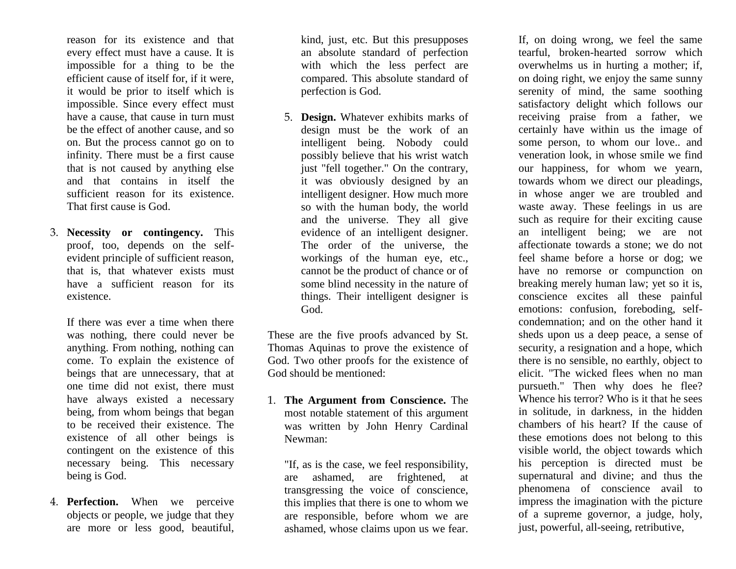reason for its existence and that every effect must have a cause. It is impossible for a thing to be the efficient cause of itself for, if it were, it would be prior to itself which is impossible. Since every effect must have a cause, that cause in turn must be the effect of another cause, and so on. But the process cannot go on to infinity. There must be a first cause that is not caused by anything else and that contains in itself the sufficient reason for its existence. That first cause is God.

3. **Necessity or contingency.** This proof, too, depends on the self-evident principle of sufficient reason, that is, that whatever exists must have a sufficient reason for its existence.

   If there was ever a time when there was nothing, there could never be anything. From nothing, nothing can come. To explain the existence of beings that are unnecessary, that at one time did not exist, there must have always existed a necessary being, from whom beings that began to be received their existence. The existence of all other beings is contingent on the existence of this necessary being. This necessary being is God.

4. **Perfection.** When we perceive objects or people, we judge that they are more or less good, beautiful, kind, just, etc. But this presupposes an absolute standard of perfection with which the less perfect are compared. This absolute standard of perfection is God.

5. **Design.** Whatever exhibits marks of design must be the work of an intelligent being. Nobody could possibly believe that his wrist watch just "fell together." On the contrary, it was obviously designed by an intelligent designer. How much more so with the human body, the world and the universe. They all give evidence of an intelligent designer. The order of the universe, the workings of the human eye, etc., cannot be the product of chance or of some blind necessity in the nature of things. Their intelligent designer is God.

These are the five proofs advanced by St. Thomas Aquinas to prove the existence of God. Two other proofs for the existence of God should be mentioned:

1. **The Argument from Conscience.** The most notable statement of this argument was written by John Henry Cardinal Newman:

   "If, as is the case, we feel responsibility, are ashamed, are frightened, at transgressing the voice of conscience, this implies that there is one to whom we are responsible, before whom we are ashamed, whose claims upon us we fear. If, on doing wrong, we feel the same tearful, broken-hearted sorrow which overwhelms us in hurting a mother; if, on doing right, we enjoy the same sunny serenity of mind, the same soothing satisfactory delight which follows our receiving praise from a father, we certainly have within us the image of some person, to whom our love.. and veneration look, in whose smile we find our happiness, for whom we yearn, towards whom we direct our pleadings, in whose anger we are troubled and waste away. These feelings in us are such as require for their exciting cause an intelligent being; we are not affectionate towards a stone; we do not feel shame before a horse or dog; we have no remorse or compunction on breaking merely human law; yet so it is, conscience excites all these painful emotions: confusion, foreboding, self-condemnation; and on the other hand it sheds upon us a deep peace, a sense of security, a resignation and a hope, which there is no sensible, no earthly, object to elicit. "The wicked flees when no man pursueth." Then why does he flee? Whence his terror? Who is it that he sees in solitude, in darkness, in the hidden chambers of his heart? If the cause of these emotions does not belong to this visible world, the object towards which his perception is directed must be supernatural and divine; and thus the phenomena of conscience avail to impress the imagination with the picture of a supreme governor, a judge, holy, just, powerful, all-seeing, retributive,